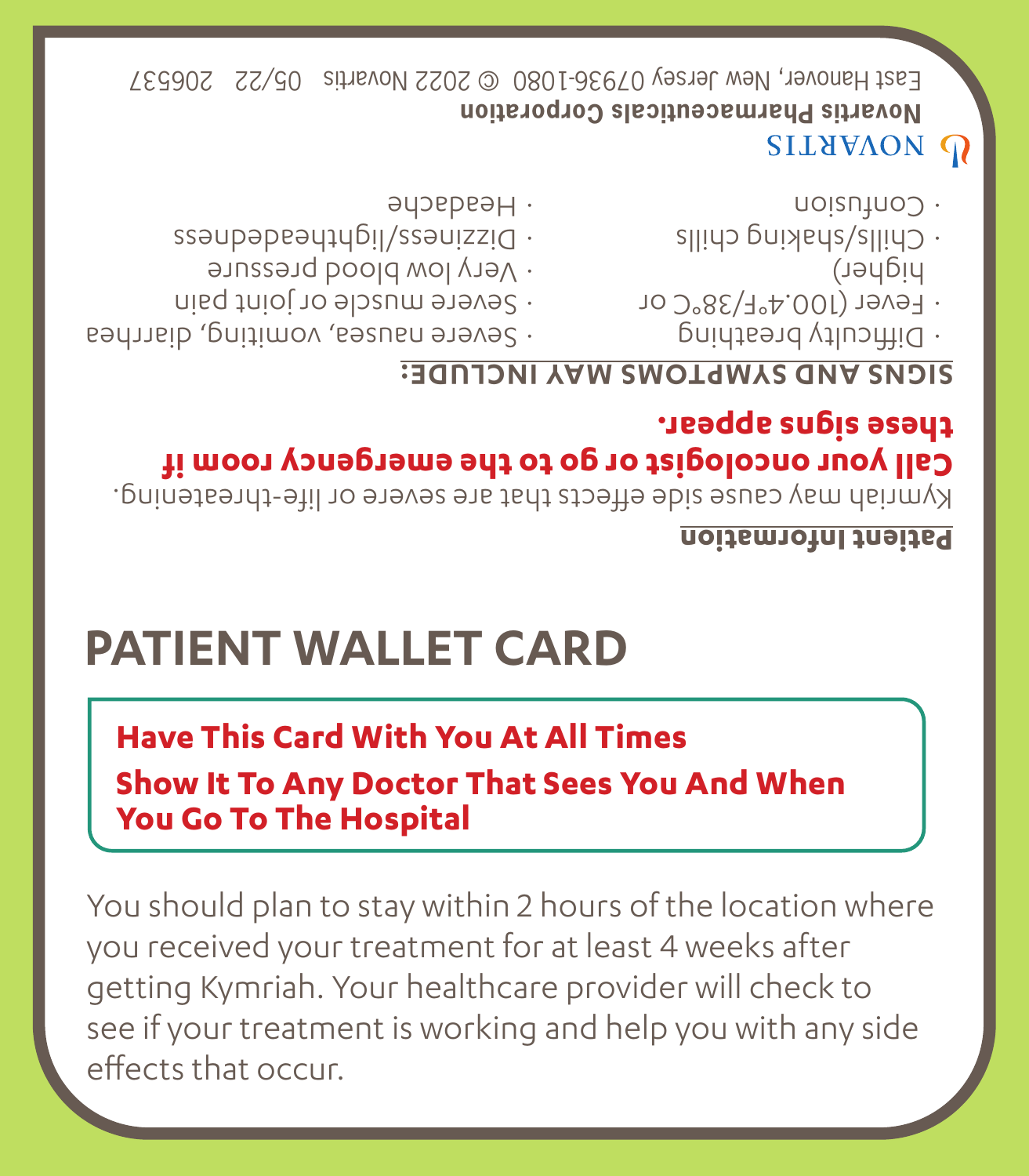**Patient Information**

Kymriah may cause side effects that are severe or life-threatening.

**Call your oncologist or go to the emergency room if these signs appear.**

**SIGNS AND SYMPTOMS MAY INCLUDE:**

- Difficulty breathing
- Fever (100.4°F/38°C or higher)
- Chills/shaking chills
- Confusion
- Severe nausea, vomiting, diarrhea
- Severe muscle or joint pain
- Very low blood pressure
- Dizziness/lightheadedness
- Headache

NOVARTIS

**Novartis Pharmaceuticals Corporation**

East Hanover, New Jersey 07936-1080 © 2022 Novartis 05/22 206537

# PATIENT WALLET CARD

**Have This Card With You At All Times**

**Show It To Any Doctor That Sees You And When You Go To The Hospital**

You should plan to stay within 2 hours of the location where you received your treatment for at least 4 weeks after getting Kymriah. Your healthcare provider will check to see if your treatment is working and help you with any side effects that occur.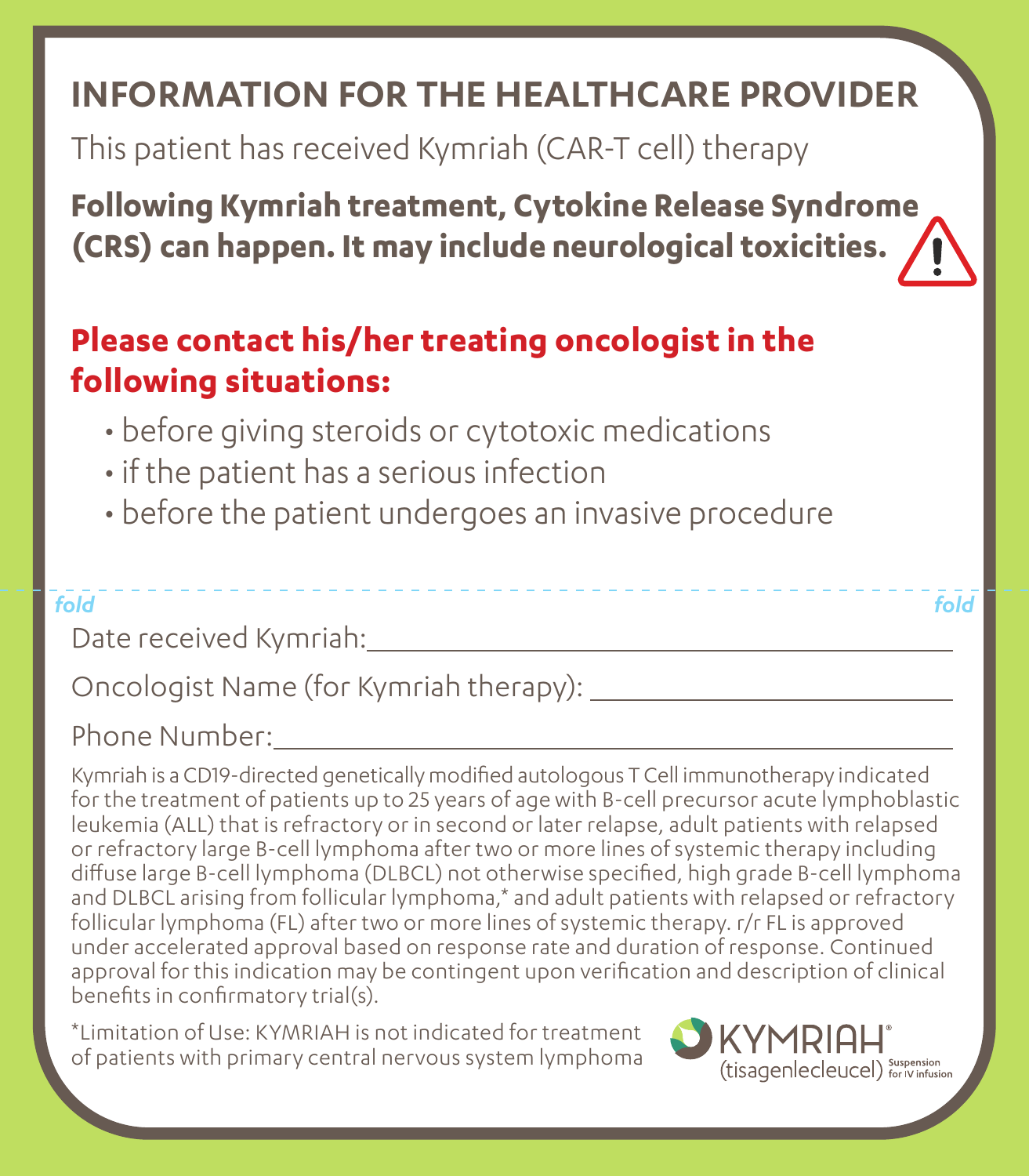# INFORMATION FOR THE HEALTHCARE PROVIDER

This patient has received Kymriah (CAR-T cell) therapy

**Following Kymriah treatment, Cytokine Release Syndrome (CRS) can happen. It may include neurological toxicities.**

**Please contact his/her treating oncologist in the following situations:**

- before giving steroids or cytotoxic medications
- if the patient has a serious infection
- before the patient undergoes an invasive procedure

*fold* *fold*

Date received Kymriah:\_\_\_\_\_\_\_\_\_\_\_\_\_\_\_\_\_\_\_\_\_\_\_\_\_\_\_\_\_\_\_\_\_\_\_\_\_\_\_\_

Oncologist Name (for Kymriah therapy): \_\_\_\_\_\_\_\_\_\_\_\_\_\_\_\_\_\_\_\_\_\_\_\_

Phone Number:\_\_\_\_\_\_\_\_\_\_\_\_\_\_\_\_\_\_\_\_\_\_\_\_\_\_\_\_\_\_\_\_\_\_\_\_\_\_\_\_\_\_\_\_\_\_

Kymriah is a CD19-directed genetically modified autologous T Cell immunotherapy indicated for the treatment of patients up to 25 years of age with B-cell precursor acute lymphoblastic leukemia (ALL) that is refractory or in second or later relapse, adult patients with relapsed or refractory large B-cell lymphoma after two or more lines of systemic therapy including diffuse large B-cell lymphoma (DLBCL) not otherwise specified, high grade B-cell lymphoma and DLBCL arising from follicular lymphoma,* and adult patients with relapsed or refractory follicular lymphoma (FL) after two or more lines of systemic therapy. r/r FL is approved under accelerated approval based on response rate and duration of response. Continued approval for this indication may be contingent upon verification and description of clinical benefits in confirmatory trial(s).

*Limitation of Use: KYMRIAH is not indicated for treatment of patients with primary central nervous system lymphoma

KYMRIAH® (tisagenlecleucel) Suspension for IV infusion